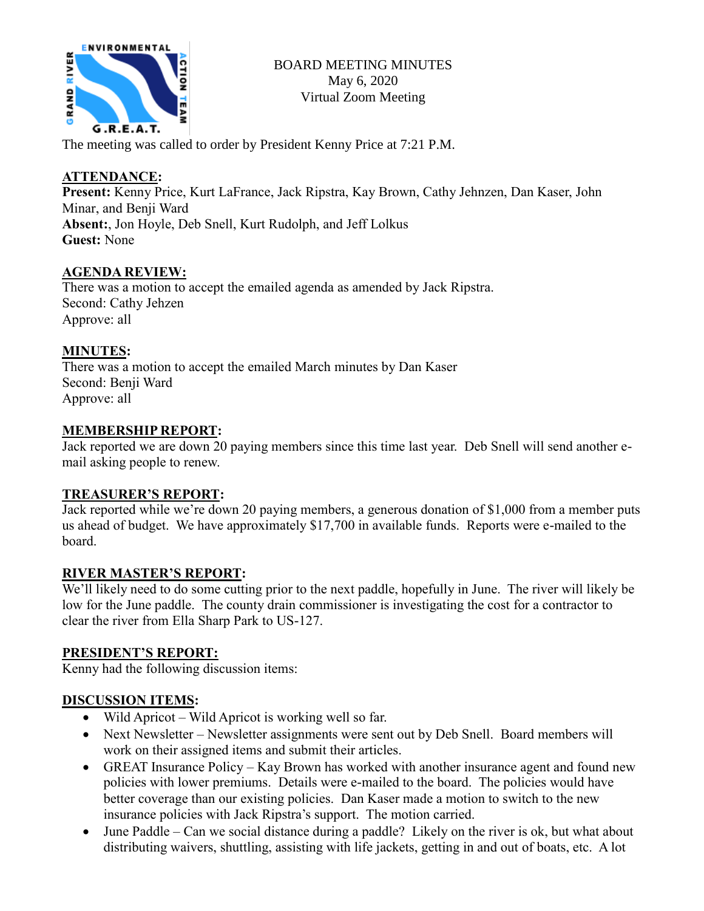BOARD MEETING MINUTES
May 6, 2020
Virtual Zoom Meeting

The meeting was called to order by President Kenny Price at 7:21 P.M.

**ATTENDANCE:**
**Present:** Kenny Price, Kurt LaFrance, Jack Ripstra, Kay Brown, Cathy Jehnzen, Dan Kaser, John Minar, and Benji Ward
**Absent:**, Jon Hoyle, Deb Snell, Kurt Rudolph, and Jeff Lolkus
**Guest:** None

**AGENDA REVIEW:**
There was a motion to accept the emailed agenda as amended by Jack Ripstra.
Second: Cathy Jehzen
Approve: all

**MINUTES:**
There was a motion to accept the emailed March minutes by Dan Kaser
Second: Benji Ward
Approve: all

**MEMBERSHIP REPORT:**
Jack reported we are down 20 paying members since this time last year. Deb Snell will send another e-mail asking people to renew.

**TREASURER'S REPORT:**
Jack reported while we're down 20 paying members, a generous donation of $1,000 from a member puts us ahead of budget. We have approximately $17,700 in available funds. Reports were e-mailed to the board.

**RIVER MASTER'S REPORT:**
We'll likely need to do some cutting prior to the next paddle, hopefully in June. The river will likely be low for the June paddle. The county drain commissioner is investigating the cost for a contractor to clear the river from Ella Sharp Park to US-127.

**PRESIDENT'S REPORT:**
Kenny had the following discussion items:

**DISCUSSION ITEMS:**

- Wild Apricot – Wild Apricot is working well so far.
- Next Newsletter – Newsletter assignments were sent out by Deb Snell. Board members will work on their assigned items and submit their articles.
- GREAT Insurance Policy – Kay Brown has worked with another insurance agent and found new policies with lower premiums. Details were e-mailed to the board. The policies would have better coverage than our existing policies. Dan Kaser made a motion to switch to the new insurance policies with Jack Ripstra's support. The motion carried.
- June Paddle – Can we social distance during a paddle? Likely on the river is ok, but what about distributing waivers, shuttling, assisting with life jackets, getting in and out of boats, etc. A lot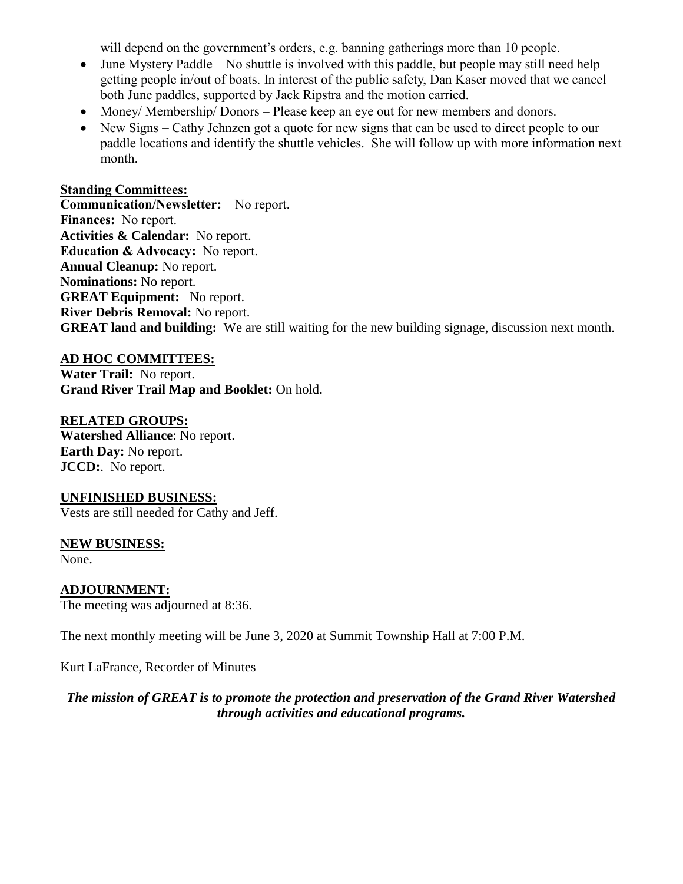will depend on the government's orders, e.g. banning gatherings more than 10 people.

- June Mystery Paddle – No shuttle is involved with this paddle, but people may still need help getting people in/out of boats. In interest of the public safety, Dan Kaser moved that we cancel both June paddles, supported by Jack Ripstra and the motion carried.
- Money/ Membership/ Donors – Please keep an eye out for new members and donors.
- New Signs – Cathy Jehnzen got a quote for new signs that can be used to direct people to our paddle locations and identify the shuttle vehicles. She will follow up with more information next month.

**Standing Committees:**

**Communication/Newsletter:** No report.
**Finances:** No report.
**Activities & Calendar:** No report.
**Education & Advocacy:** No report.
**Annual Cleanup:** No report.
**Nominations:** No report.
**GREAT Equipment:** No report.
**River Debris Removal:** No report.
**GREAT land and building:** We are still waiting for the new building signage, discussion next month.

**AD HOC COMMITTEES:**

**Water Trail:** No report.
**Grand River Trail Map and Booklet:** On hold.

**RELATED GROUPS:**

**Watershed Alliance**: No report.
**Earth Day:** No report.
**JCCD:**. No report.

**UNFINISHED BUSINESS:**

Vests are still needed for Cathy and Jeff.

**NEW BUSINESS:**

None.

**ADJOURNMENT:**

The meeting was adjourned at 8:36.

The next monthly meeting will be June 3, 2020 at Summit Township Hall at 7:00 P.M.

Kurt LaFrance, Recorder of Minutes

***The mission of GREAT is to promote the protection and preservation of the Grand River Watershed through activities and educational programs.***